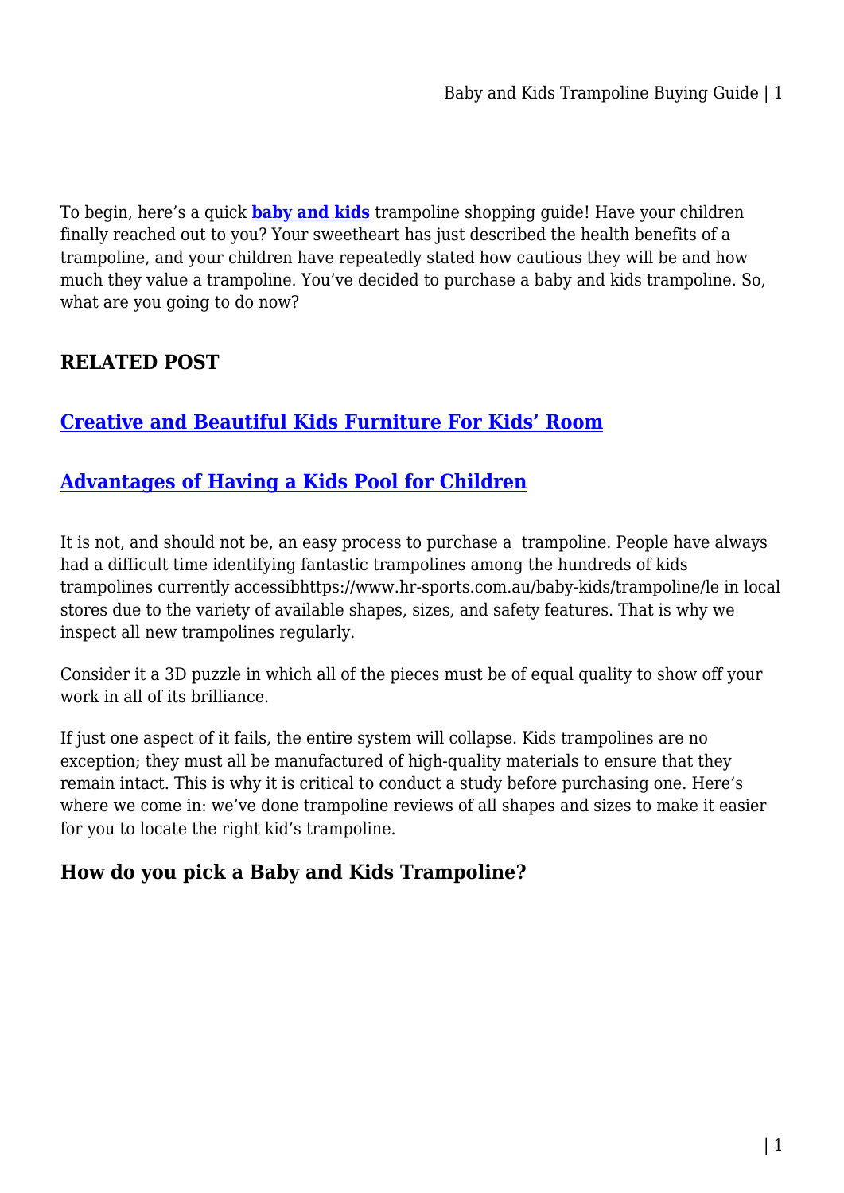To begin, here's a quick **baby and kids** trampoline shopping guide! Have your children finally reached out to you? Your sweetheart has just described the health benefits of a trampoline, and your children have repeatedly stated how cautious they will be and how much they value a trampoline. You've decided to purchase a baby and kids trampoline. So, what are you going to do now?

### RELATED POST

### Creative and Beautiful Kids Furniture For Kids' Room

### Advantages of Having a Kids Pool for Children

It is not, and should not be, an easy process to purchase a  trampoline. People have always had a difficult time identifying fantastic trampolines among the hundreds of kids trampolines currently accessibhttps://www.hr-sports.com.au/baby-kids/trampoline/le in local stores due to the variety of available shapes, sizes, and safety features. That is why we inspect all new trampolines regularly.

Consider it a 3D puzzle in which all of the pieces must be of equal quality to show off your work in all of its brilliance.

If just one aspect of it fails, the entire system will collapse. Kids trampolines are no exception; they must all be manufactured of high-quality materials to ensure that they remain intact. This is why it is critical to conduct a study before purchasing one. Here's where we come in: we've done trampoline reviews of all shapes and sizes to make it easier for you to locate the right kid's trampoline.

## How do you pick a Baby and Kids Trampoline?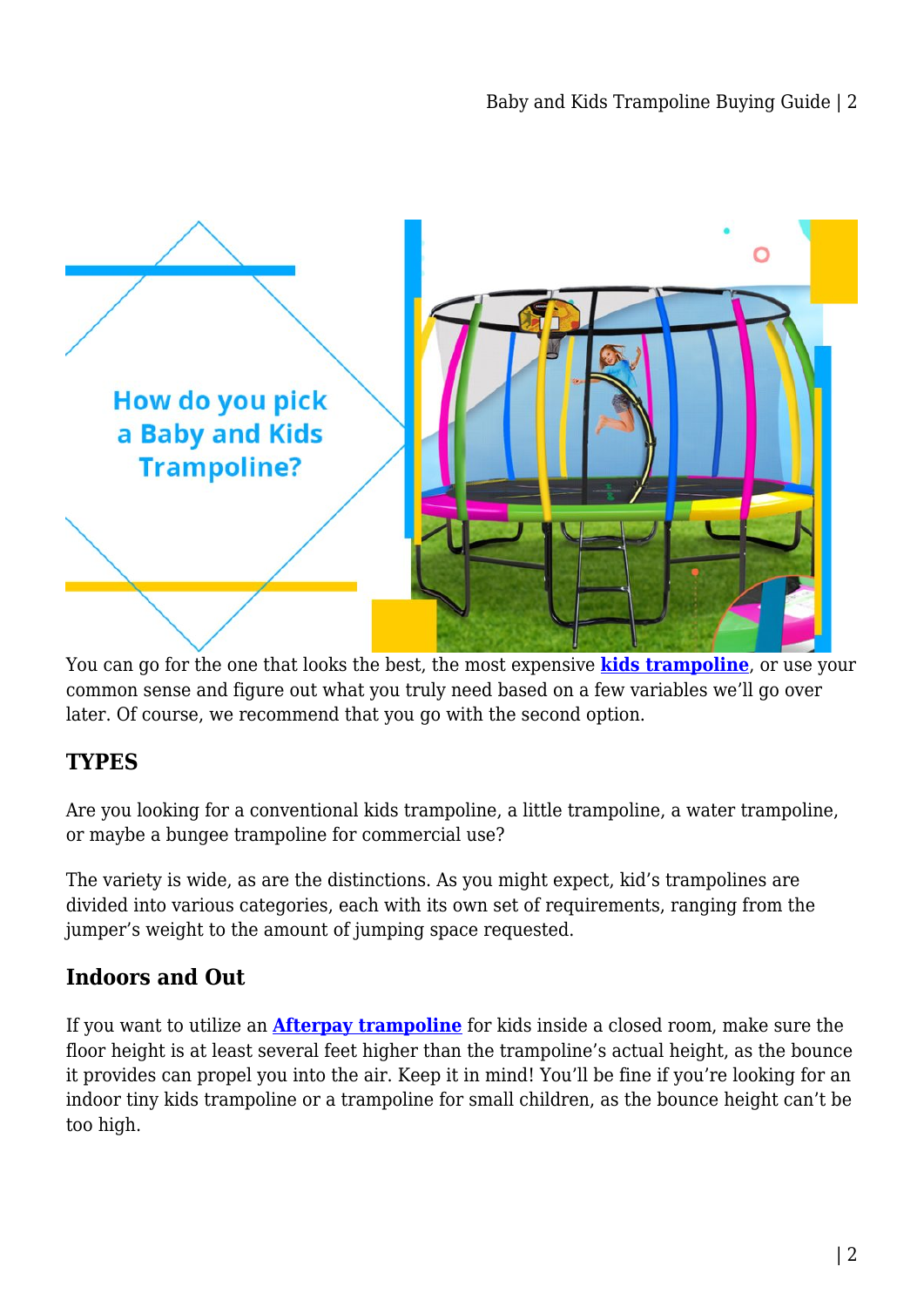How do you pick a Baby and Kids Trampoline?

You can go for the one that looks the best, the most expensive **kids trampoline**, or use your common sense and figure out what you truly need based on a few variables we'll go over later. Of course, we recommend that you go with the second option.

## TYPES

Are you looking for a conventional kids trampoline, a little trampoline, a water trampoline, or maybe a bungee trampoline for commercial use?

The variety is wide, as are the distinctions. As you might expect, kid's trampolines are divided into various categories, each with its own set of requirements, ranging from the jumper's weight to the amount of jumping space requested.

## Indoors and Out

If you want to utilize an **Afterpay trampoline** for kids inside a closed room, make sure the floor height is at least several feet higher than the trampoline's actual height, as the bounce it provides can propel you into the air. Keep it in mind! You'll be fine if you're looking for an indoor tiny kids trampoline or a trampoline for small children, as the bounce height can't be too high.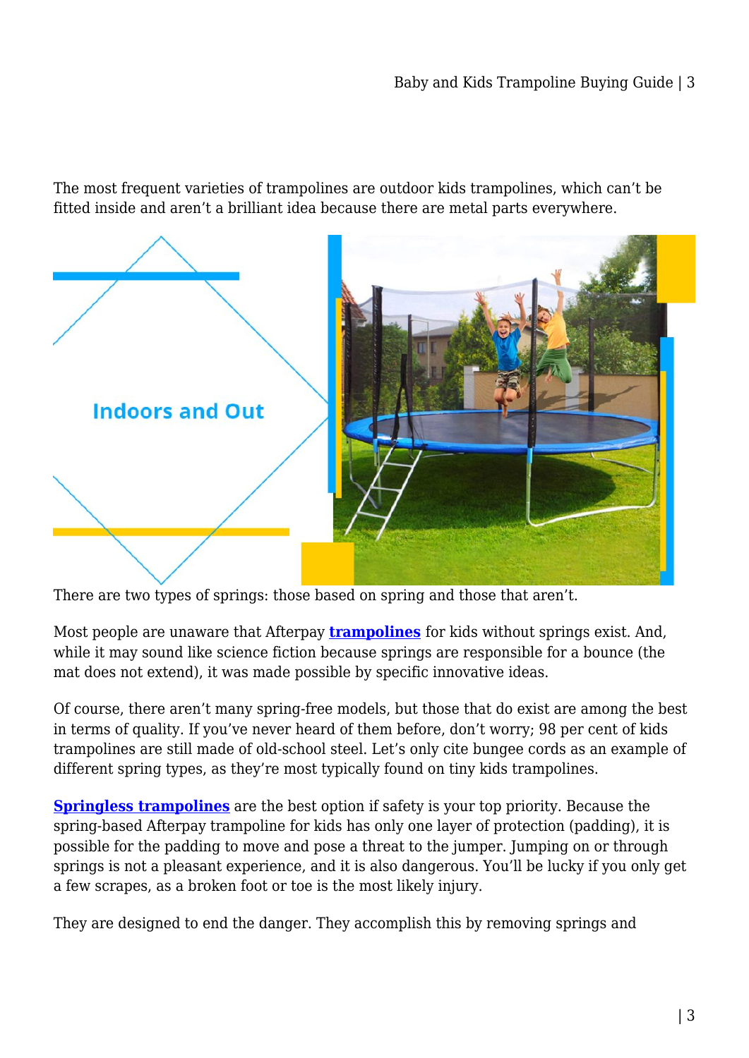The most frequent varieties of trampolines are outdoor kids trampolines, which can't be fitted inside and aren't a brilliant idea because there are metal parts everywhere.

## Indoors and Out

There are two types of springs: those based on spring and those that aren't.

Most people are unaware that Afterpay **trampolines** for kids without springs exist. And, while it may sound like science fiction because springs are responsible for a bounce (the mat does not extend), it was made possible by specific innovative ideas.

Of course, there aren't many spring-free models, but those that do exist are among the best in terms of quality. If you've never heard of them before, don't worry; 98 per cent of kids trampolines are still made of old-school steel. Let's only cite bungee cords as an example of different spring types, as they're most typically found on tiny kids trampolines.

**Springless trampolines** are the best option if safety is your top priority. Because the spring-based Afterpay trampoline for kids has only one layer of protection (padding), it is possible for the padding to move and pose a threat to the jumper. Jumping on or through springs is not a pleasant experience, and it is also dangerous. You'll be lucky if you only get a few scrapes, as a broken foot or toe is the most likely injury.

They are designed to end the danger. They accomplish this by removing springs and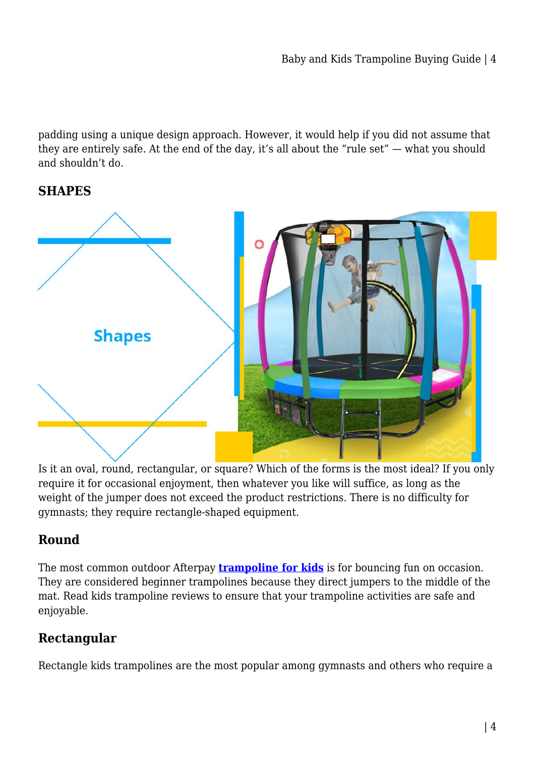padding using a unique design approach. However, it would help if you did not assume that they are entirely safe. At the end of the day, it's all about the "rule set" — what you should and shouldn't do.

## SHAPES

Is it an oval, round, rectangular, or square? Which of the forms is the most ideal? If you only require it for occasional enjoyment, then whatever you like will suffice, as long as the weight of the jumper does not exceed the product restrictions. There is no difficulty for gymnasts; they require rectangle-shaped equipment.

### Round

The most common outdoor Afterpay **trampoline for kids** is for bouncing fun on occasion. They are considered beginner trampolines because they direct jumpers to the middle of the mat. Read kids trampoline reviews to ensure that your trampoline activities are safe and enjoyable.

### Rectangular

Rectangle kids trampolines are the most popular among gymnasts and others who require a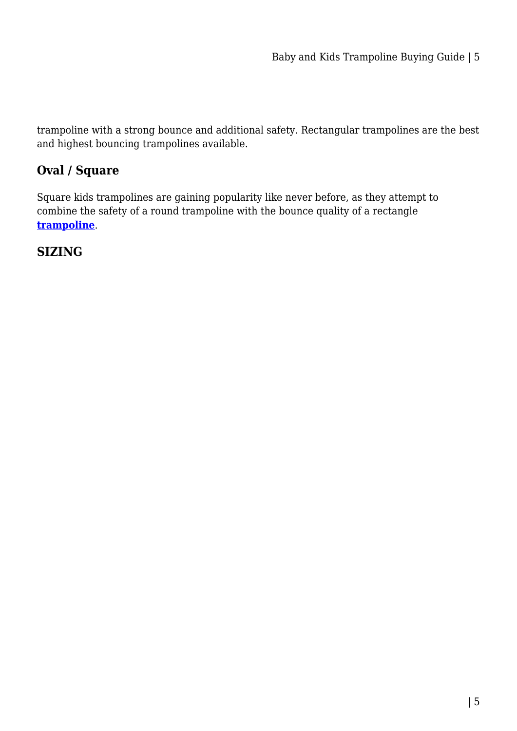trampoline with a strong bounce and additional safety. Rectangular trampolines are the best and highest bouncing trampolines available.

## Oval / Square

Square kids trampolines are gaining popularity like never before, as they attempt to combine the safety of a round trampoline with the bounce quality of a rectangle **trampoline**.

## SIZING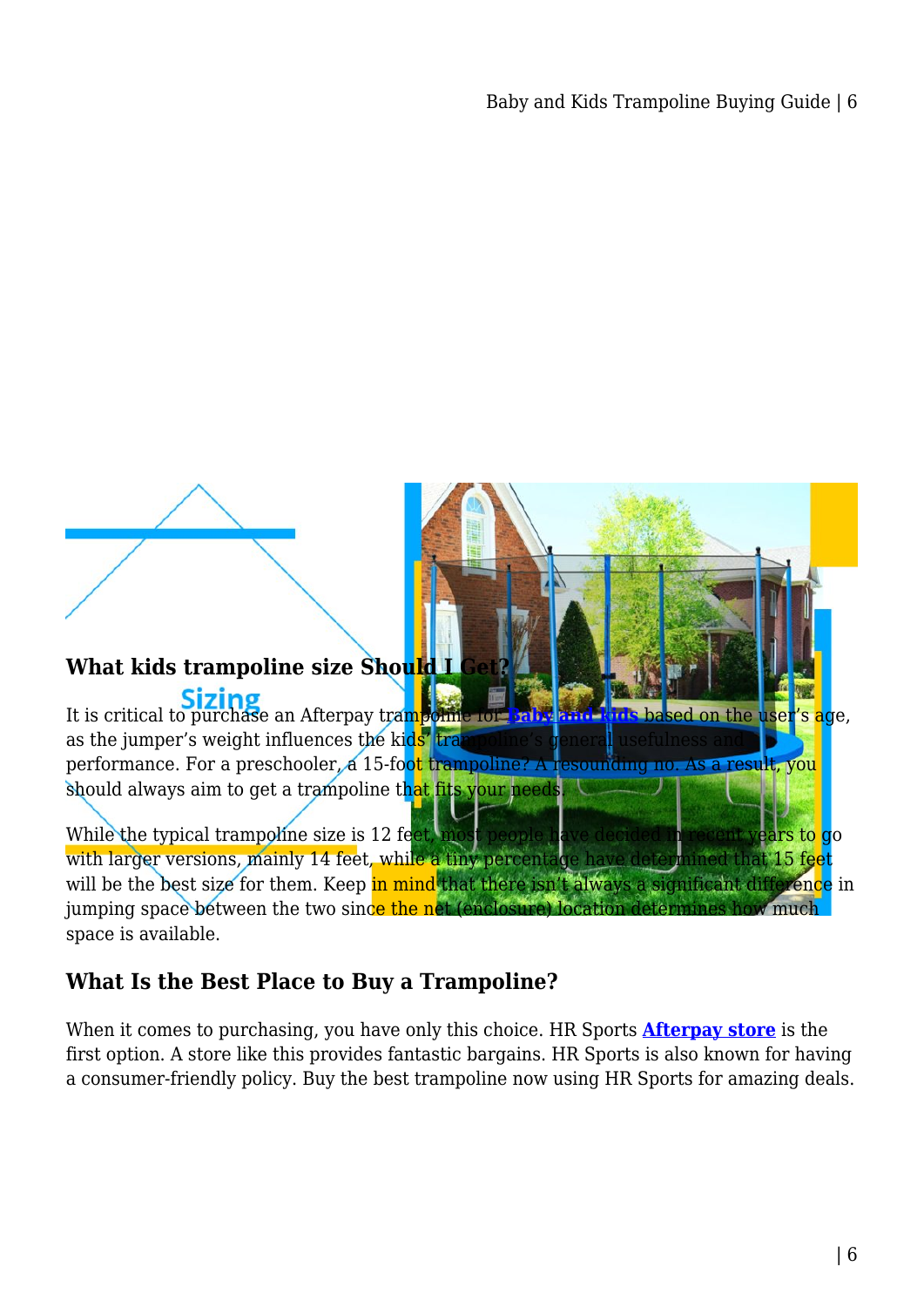## What kids trampoline size Should I Get?

Sizing

It is critical to purchase an Afterpay trampoline for **Baby and kids** based on the user's age, as the jumper's weight influences the kids' trampoline's general usefulness and performance. For a preschooler, a 15-foot trampoline? A resounding no. As a result, you should always aim to get a trampoline that fits your needs.

While the typical trampoline size is 12 feet, most people have decided in recent years to go with larger versions, mainly 14 feet, while a tiny percentage have determined that 15 feet will be the best size for them. Keep in mind that there isn't always a significant difference in jumping space between the two since the net (enclosure) location determines how much space is available.

## What Is the Best Place to Buy a Trampoline?

When it comes to purchasing, you have only this choice. HR Sports **Afterpay store** is the first option. A store like this provides fantastic bargains. HR Sports is also known for having a consumer-friendly policy. Buy the best trampoline now using HR Sports for amazing deals.